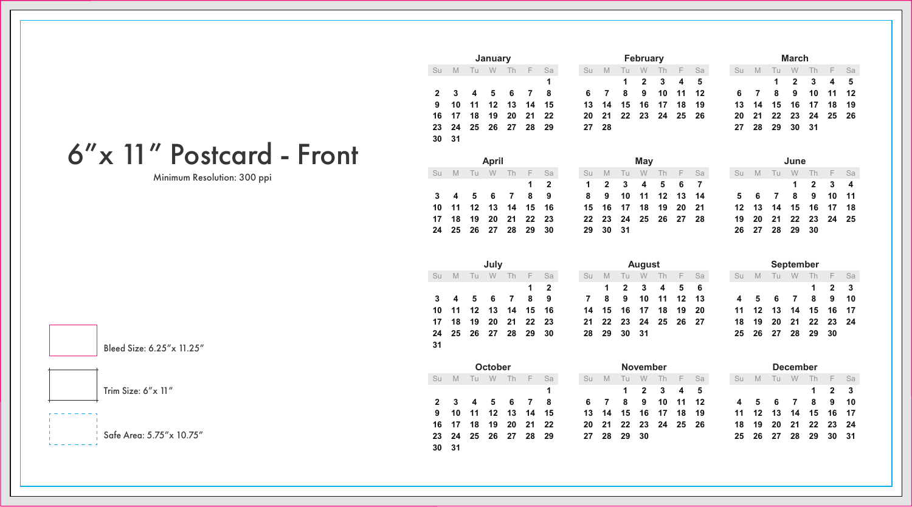# 6"x 11" Postcard - Front

Minimum Resolution: 300 ppi

Bleed Size: 6.25"x 11.25"

Trim Size: 6"x 11"

Safe Area: 5.75"x 10.75"

### January

| Su | M | Tu | W | Th | F | Sa |
|---|---|---|---|---|---|---|
| | | | | | | 1 |
| 2 | 3 | 4 | 5 | 6 | 7 | 8 |
| 9 | 10 | 11 | 12 | 13 | 14 | 15 |
| 16 | 17 | 18 | 19 | 20 | 21 | 22 |
| 23 | 24 | 25 | 26 | 27 | 28 | 29 |
| 30 | 31 | | | | | |

### February

| Su | M | Tu | W | Th | F | Sa |
|---|---|---|---|---|---|---|
| | | 1 | 2 | 3 | 4 | 5 |
| 6 | 7 | 8 | 9 | 10 | 11 | 12 |
| 13 | 14 | 15 | 16 | 17 | 18 | 19 |
| 20 | 21 | 22 | 23 | 24 | 25 | 26 |
| 27 | 28 | | | | | |

### March

| Su | M | Tu | W | Th | F | Sa |
|---|---|---|---|---|---|---|
| | | 1 | 2 | 3 | 4 | 5 |
| 6 | 7 | 8 | 9 | 10 | 11 | 12 |
| 13 | 14 | 15 | 16 | 17 | 18 | 19 |
| 20 | 21 | 22 | 23 | 24 | 25 | 26 |
| 27 | 28 | 29 | 30 | 31 | | |

### April

| Su | M | Tu | W | Th | F | Sa |
|---|---|---|---|---|---|---|
| | | | | | 1 | 2 |
| 3 | 4 | 5 | 6 | 7 | 8 | 9 |
| 10 | 11 | 12 | 13 | 14 | 15 | 16 |
| 17 | 18 | 19 | 20 | 21 | 22 | 23 |
| 24 | 25 | 26 | 27 | 28 | 29 | 30 |

### May

| Su | M | Tu | W | Th | F | Sa |
|---|---|---|---|---|---|---|
| 1 | 2 | 3 | 4 | 5 | 6 | 7 |
| 8 | 9 | 10 | 11 | 12 | 13 | 14 |
| 15 | 16 | 17 | 18 | 19 | 20 | 21 |
| 22 | 23 | 24 | 25 | 26 | 27 | 28 |
| 29 | 30 | 31 | | | | |

### June

| Su | M | Tu | W | Th | F | Sa |
|---|---|---|---|---|---|---|
| | | | 1 | 2 | 3 | 4 |
| 5 | 6 | 7 | 8 | 9 | 10 | 11 |
| 12 | 13 | 14 | 15 | 16 | 17 | 18 |
| 19 | 20 | 21 | 22 | 23 | 24 | 25 |
| 26 | 27 | 28 | 29 | 30 | | |

### July

| Su | M | Tu | W | Th | F | Sa |
|---|---|---|---|---|---|---|
| | | | | | 1 | 2 |
| 3 | 4 | 5 | 6 | 7 | 8 | 9 |
| 10 | 11 | 12 | 13 | 14 | 15 | 16 |
| 17 | 18 | 19 | 20 | 21 | 22 | 23 |
| 24 | 25 | 26 | 27 | 28 | 29 | 30 |
| 31 | | | | | | |

### August

| Su | M | Tu | W | Th | F | Sa |
|---|---|---|---|---|---|---|
| | 1 | 2 | 3 | 4 | 5 | 6 |
| 7 | 8 | 9 | 10 | 11 | 12 | 13 |
| 14 | 15 | 16 | 17 | 18 | 19 | 20 |
| 21 | 22 | 23 | 24 | 25 | 26 | 27 |
| 28 | 29 | 30 | 31 | | | |

### September

| Su | M | Tu | W | Th | F | Sa |
|---|---|---|---|---|---|---|
| | | | | 1 | 2 | 3 |
| 4 | 5 | 6 | 7 | 8 | 9 | 10 |
| 11 | 12 | 13 | 14 | 15 | 16 | 17 |
| 18 | 19 | 20 | 21 | 22 | 23 | 24 |
| 25 | 26 | 27 | 28 | 29 | 30 | |

### October

| Su | M | Tu | W | Th | F | Sa |
|---|---|---|---|---|---|---|
| | | | | | | 1 |
| 2 | 3 | 4 | 5 | 6 | 7 | 8 |
| 9 | 10 | 11 | 12 | 13 | 14 | 15 |
| 16 | 17 | 18 | 19 | 20 | 21 | 22 |
| 23 | 24 | 25 | 26 | 27 | 28 | 29 |
| 30 | 31 | | | | | |

### November

| Su | M | Tu | W | Th | F | Sa |
|---|---|---|---|---|---|---|
| | | 1 | 2 | 3 | 4 | 5 |
| 6 | 7 | 8 | 9 | 10 | 11 | 12 |
| 13 | 14 | 15 | 16 | 17 | 18 | 19 |
| 20 | 21 | 22 | 23 | 24 | 25 | 26 |
| 27 | 28 | 29 | 30 | | | |

### December

| Su | M | Tu | W | Th | F | Sa |
|---|---|---|---|---|---|---|
| | | | | 1 | 2 | 3 |
| 4 | 5 | 6 | 7 | 8 | 9 | 10 |
| 11 | 12 | 13 | 14 | 15 | 16 | 17 |
| 18 | 19 | 20 | 21 | 22 | 23 | 24 |
| 25 | 26 | 27 | 28 | 29 | 30 | 31 |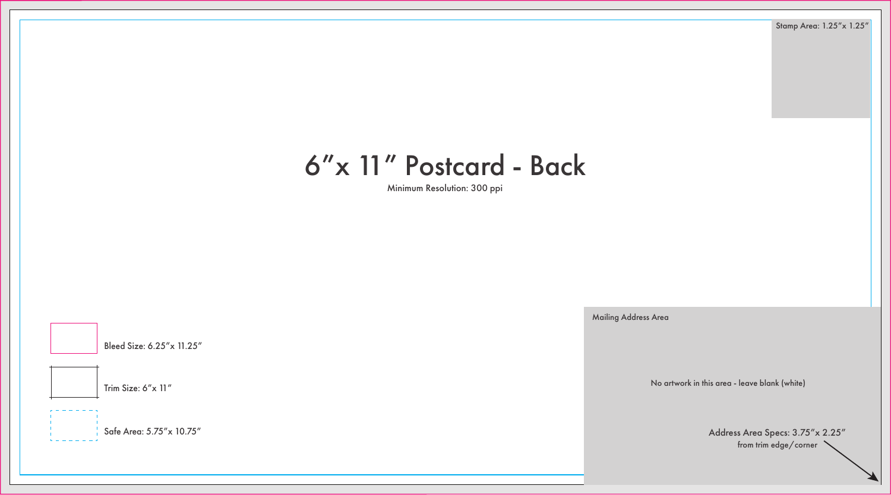Stamp Area: 1.25″x 1.25″

# 6″x 11″ Postcard - Back

Minimum Resolution: 300 ppi

Bleed Size: 6.25″x 11.25″

Trim Size: 6″x 11″

Safe Area: 5.75″x 10.75″

Mailing Address Area

No artwork in this area - leave blank (white)

Address Area Specs: 3.75″x 2.25″
from trim edge/corner